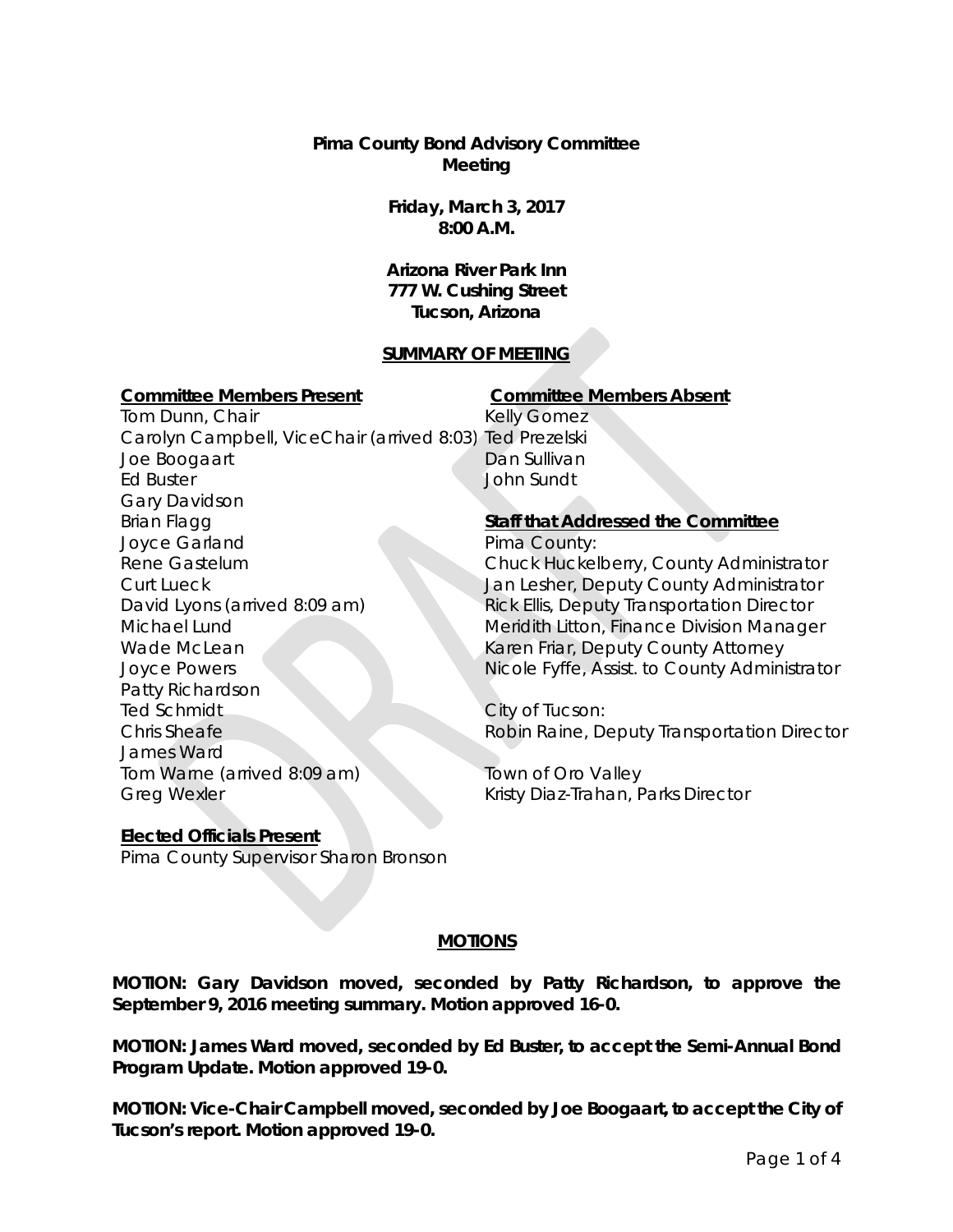**Pima County Bond Advisory Committee**
**Meeting**

**Friday, March 3, 2017**
**8:00 A.M.**

**Arizona River Park Inn**
**777 W. Cushing Street**
**Tucson, Arizona**

**SUMMARY OF MEETING**

**Committee Members Present**

Tom Dunn, Chair
Carolyn Campbell, ViceChair (arrived 8:03)
Joe Boogaart
Ed Buster
Gary Davidson
Brian Flagg
Joyce Garland
Rene Gastelum
Curt Lueck
David Lyons (arrived 8:09 am)
Michael Lund
Wade McLean
Joyce Powers
Patty Richardson
Ted Schmidt
Chris Sheafe
James Ward
Tom Warne (arrived 8:09 am)
Greg Wexler

**Committee Members Absent**

Kelly Gomez
Ted Prezelski
Dan Sullivan
John Sundt

**Staff that Addressed the Committee**

Pima County:
Chuck Huckelberry, County Administrator
Jan Lesher, Deputy County Administrator
Rick Ellis, Deputy Transportation Director
Meridith Litton, Finance Division Manager
Karen Friar, Deputy County Attorney
Nicole Fyffe, Assist. to County Administrator

City of Tucson:
Robin Raine, Deputy Transportation Director

Town of Oro Valley
Kristy Diaz-Trahan, Parks Director

**Elected Officials Present**

Pima County Supervisor Sharon Bronson

**MOTIONS**

**MOTION: Gary Davidson moved, seconded by Patty Richardson, to approve the September 9, 2016 meeting summary. Motion approved 16-0.**

**MOTION: James Ward moved, seconded by Ed Buster, to accept the Semi-Annual Bond Program Update. Motion approved 19-0.**

**MOTION: Vice-Chair Campbell moved, seconded by Joe Boogaart, to accept the City of Tucson's report. Motion approved 19-0.**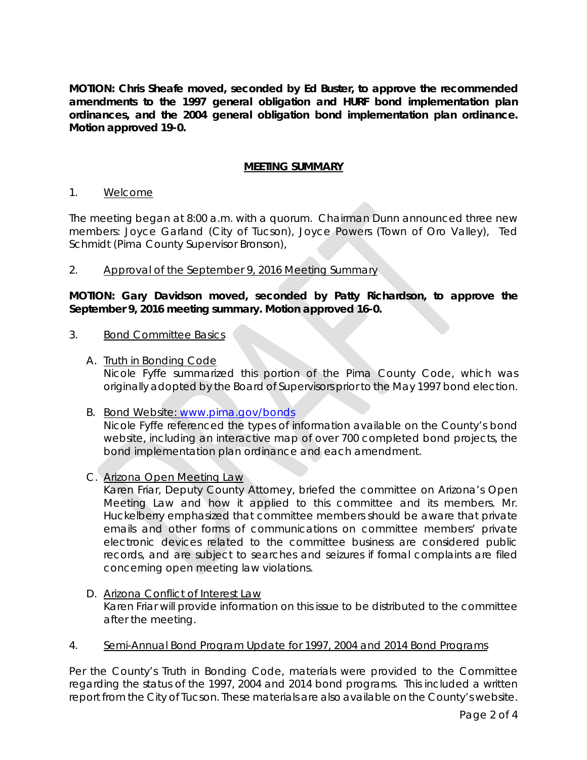**MOTION: Chris Sheafe moved, seconded by Ed Buster, to approve the recommended amendments to the 1997 general obligation and HURF bond implementation plan ordinances, and the 2004 general obligation bond implementation plan ordinance. Motion approved 19-0.**

## MEETING SUMMARY

1. Welcome

The meeting began at 8:00 a.m. with a quorum. Chairman Dunn announced three new members: Joyce Garland (City of Tucson), Joyce Powers (Town of Oro Valley), Ted Schmidt (Pima County Supervisor Bronson),

2. Approval of the September 9, 2016 Meeting Summary

**MOTION: Gary Davidson moved, seconded by Patty Richardson, to approve the September 9, 2016 meeting summary. Motion approved 16-0.**

3. Bond Committee Basics

   A. Truth in Bonding Code
   Nicole Fyffe summarized this portion of the Pima County Code, which was originally adopted by the Board of Supervisors prior to the May 1997 bond election.

   B. Bond Website: www.pima.gov/bonds
   Nicole Fyffe referenced the types of information available on the County's bond website, including an interactive map of over 700 completed bond projects, the bond implementation plan ordinance and each amendment.

   C. Arizona Open Meeting Law
   Karen Friar, Deputy County Attorney, briefed the committee on Arizona's Open Meeting Law and how it applied to this committee and its members. Mr. Huckelberry emphasized that committee members should be aware that private emails and other forms of communications on committee members' private electronic devices related to the committee business are considered public records, and are subject to searches and seizures if formal complaints are filed concerning open meeting law violations.

   D. Arizona Conflict of Interest Law
   Karen Friar will provide information on this issue to be distributed to the committee after the meeting.

4. Semi-Annual Bond Program Update for 1997, 2004 and 2014 Bond Programs

Per the County's Truth in Bonding Code, materials were provided to the Committee regarding the status of the 1997, 2004 and 2014 bond programs. This included a written report from the City of Tucson. These materials are also available on the County's website.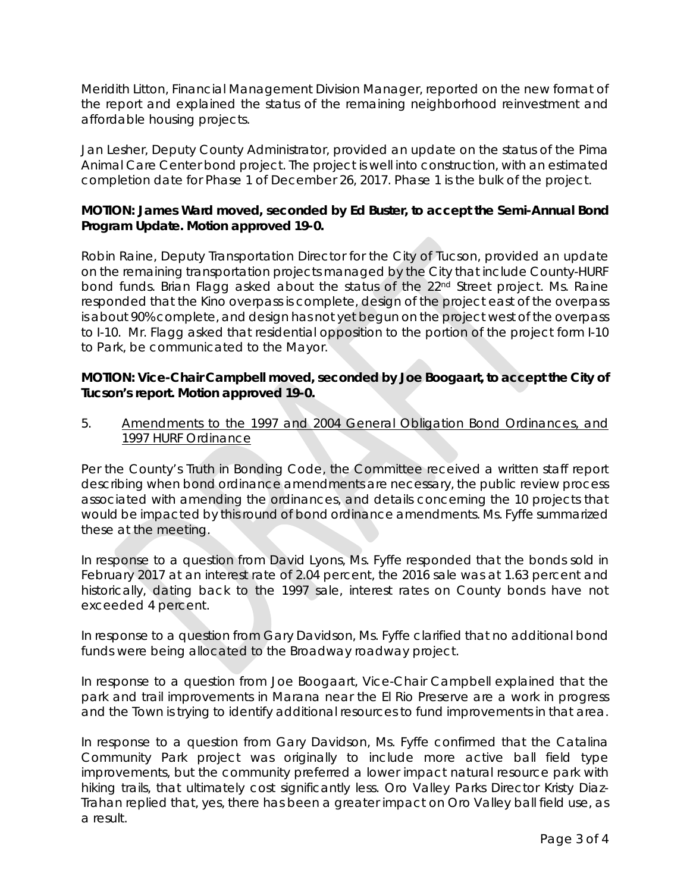Meridith Litton, Financial Management Division Manager, reported on the new format of the report and explained the status of the remaining neighborhood reinvestment and affordable housing projects.

Jan Lesher, Deputy County Administrator, provided an update on the status of the Pima Animal Care Center bond project. The project is well into construction, with an estimated completion date for Phase 1 of December 26, 2017. Phase 1 is the bulk of the project.

**MOTION: James Ward moved, seconded by Ed Buster, to accept the Semi-Annual Bond Program Update. Motion approved 19-0.**

Robin Raine, Deputy Transportation Director for the City of Tucson, provided an update on the remaining transportation projects managed by the City that include County-HURF bond funds. Brian Flagg asked about the status of the 22nd Street project. Ms. Raine responded that the Kino overpass is complete, design of the project east of the overpass is about 90% complete, and design has not yet begun on the project west of the overpass to I-10. Mr. Flagg asked that residential opposition to the portion of the project form I-10 to Park, be communicated to the Mayor.

**MOTION: Vice-Chair Campbell moved, seconded by Joe Boogaart, to accept the City of Tucson's report. Motion approved 19-0.**

5. <u>Amendments to the 1997 and 2004 General Obligation Bond Ordinances, and 1997 HURF Ordinance</u>

Per the County's Truth in Bonding Code, the Committee received a written staff report describing when bond ordinance amendments are necessary, the public review process associated with amending the ordinances, and details concerning the 10 projects that would be impacted by this round of bond ordinance amendments. Ms. Fyffe summarized these at the meeting.

In response to a question from David Lyons, Ms. Fyffe responded that the bonds sold in February 2017 at an interest rate of 2.04 percent, the 2016 sale was at 1.63 percent and historically, dating back to the 1997 sale, interest rates on County bonds have not exceeded 4 percent.

In response to a question from Gary Davidson, Ms. Fyffe clarified that no additional bond funds were being allocated to the Broadway roadway project.

In response to a question from Joe Boogaart, Vice-Chair Campbell explained that the park and trail improvements in Marana near the El Rio Preserve are a work in progress and the Town is trying to identify additional resources to fund improvements in that area.

In response to a question from Gary Davidson, Ms. Fyffe confirmed that the Catalina Community Park project was originally to include more active ball field type improvements, but the community preferred a lower impact natural resource park with hiking trails, that ultimately cost significantly less. Oro Valley Parks Director Kristy Diaz-Trahan replied that, yes, there has been a greater impact on Oro Valley ball field use, as a result.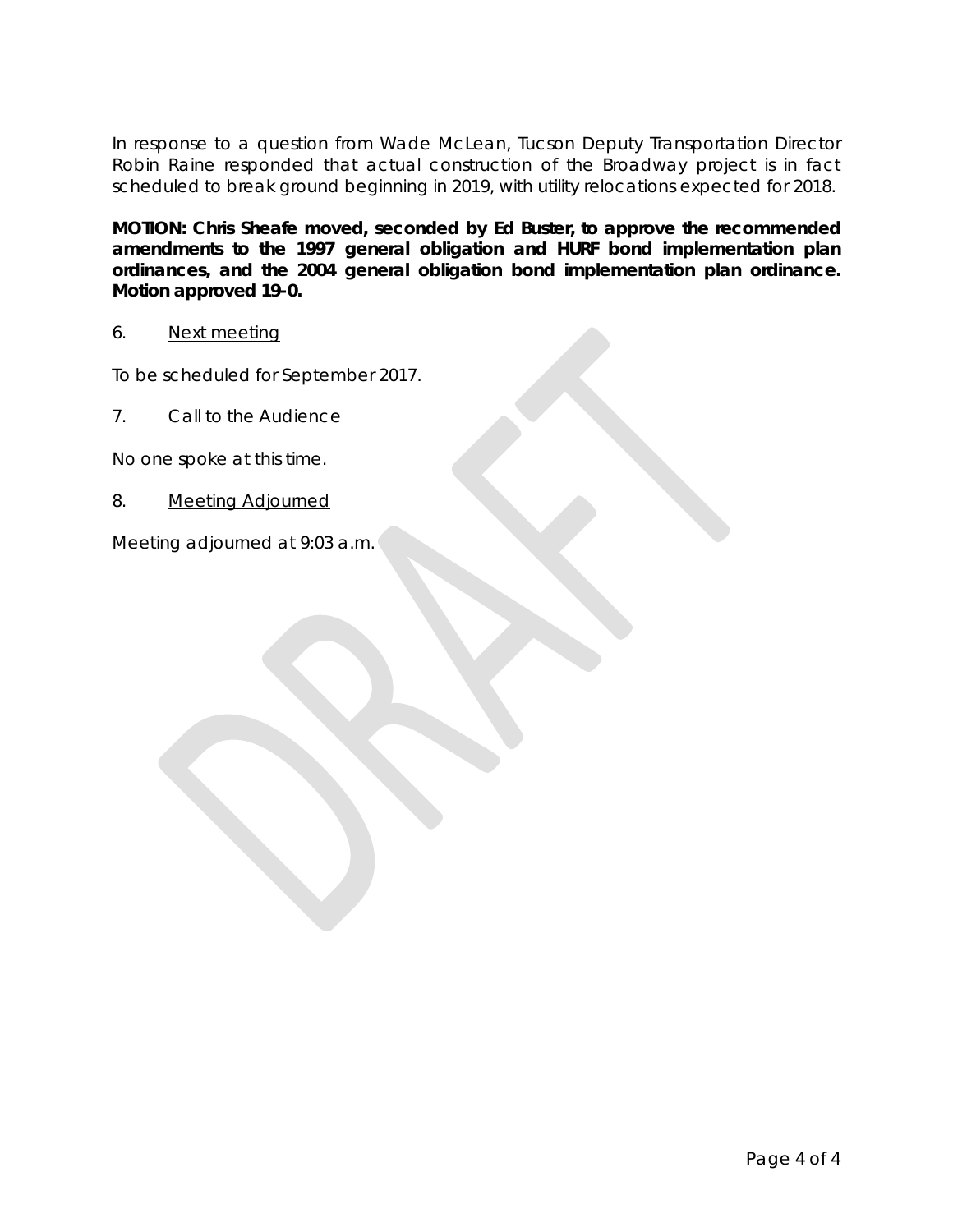In response to a question from Wade McLean, Tucson Deputy Transportation Director Robin Raine responded that actual construction of the Broadway project is in fact scheduled to break ground beginning in 2019, with utility relocations expected for 2018.

**MOTION: Chris Sheafe moved, seconded by Ed Buster, to approve the recommended amendments to the 1997 general obligation and HURF bond implementation plan ordinances, and the 2004 general obligation bond implementation plan ordinance. Motion approved 19-0.**

6. Next meeting

To be scheduled for September 2017.

7. Call to the Audience

No one spoke at this time.

8. Meeting Adjourned

Meeting adjourned at 9:03 a.m.